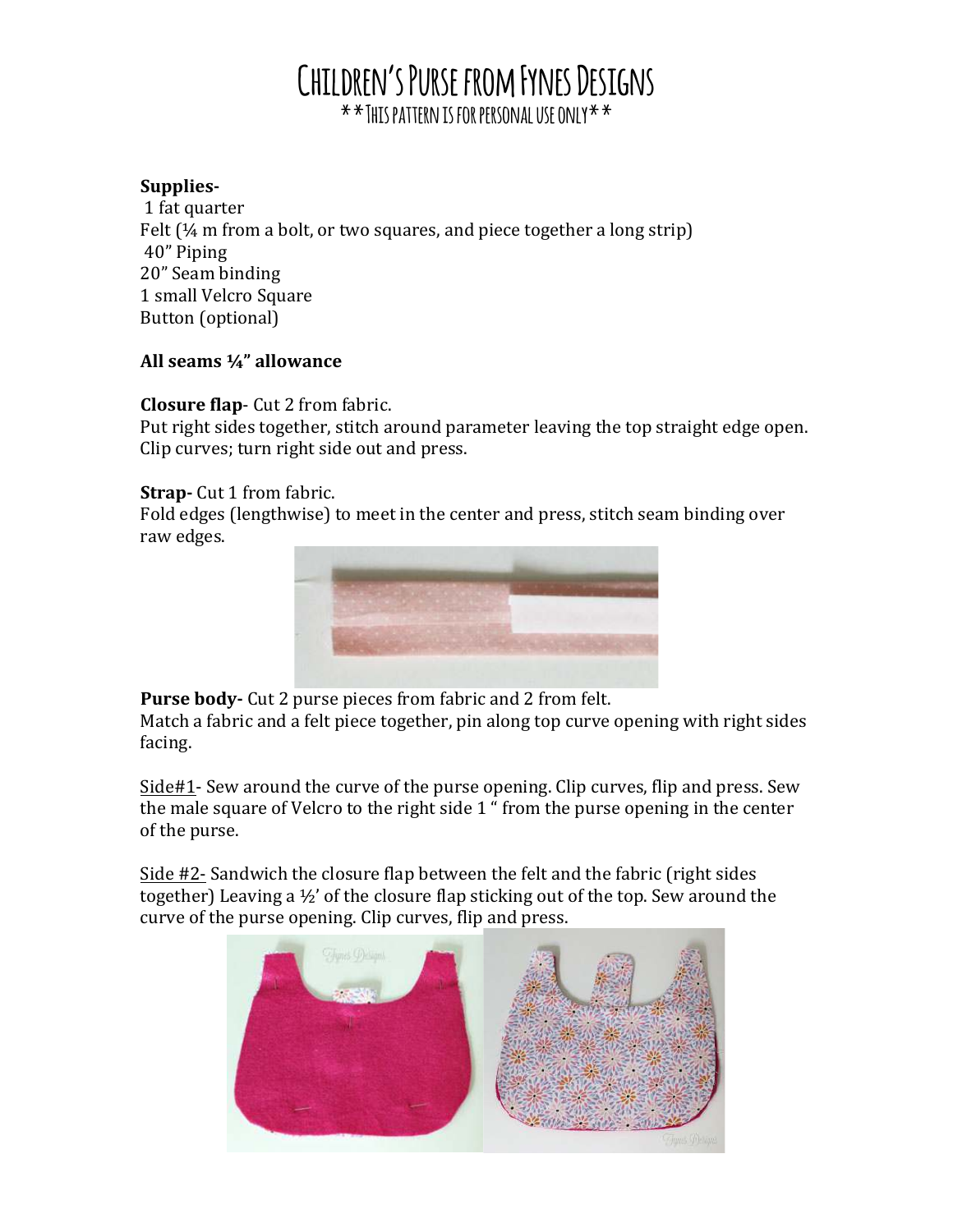# Children's Purse from Fynes Designs

**\*\*This pattern is for personal use only\*\***

**Supplies-**

1 fat quarter
Felt (¼ m from a bolt, or two squares, and piece together a long strip)
40" Piping
20" Seam binding
1 small Velcro Square
Button (optional)

**All seams ¼" allowance**

**Closure flap**- Cut 2 from fabric.
Put right sides together, stitch around parameter leaving the top straight edge open. Clip curves; turn right side out and press.

**Strap-** Cut 1 from fabric.
Fold edges (lengthwise) to meet in the center and press, stitch seam binding over raw edges.

**Purse body-** Cut 2 purse pieces from fabric and 2 from felt.
Match a fabric and a felt piece together, pin along top curve opening with right sides facing.

<u>Side#1</u>- Sew around the curve of the purse opening. Clip curves, flip and press. Sew the male square of Velcro to the right side 1 " from the purse opening in the center of the purse.

<u>Side #2</u>- Sandwich the closure flap between the felt and the fabric (right sides together) Leaving a ½' of the closure flap sticking out of the top. Sew around the curve of the purse opening. Clip curves, flip and press.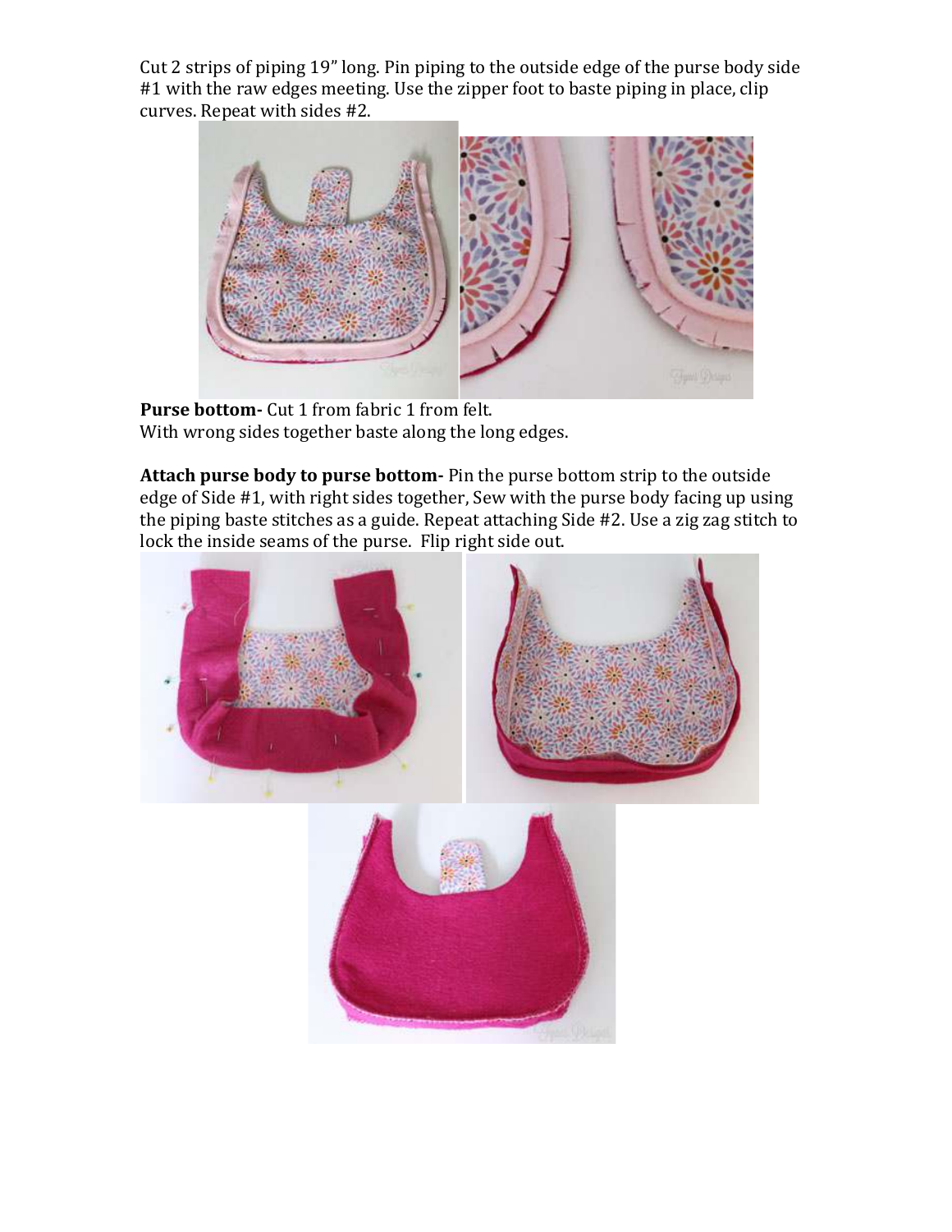Cut 2 strips of piping 19” long. Pin piping to the outside edge of the purse body side #1 with the raw edges meeting. Use the zipper foot to baste piping in place, clip curves. Repeat with sides #2.

**Purse bottom-** Cut 1 from fabric 1 from felt.
With wrong sides together baste along the long edges.

**Attach purse body to purse bottom-** Pin the purse bottom strip to the outside edge of Side #1, with right sides together, Sew with the purse body facing up using the piping baste stitches as a guide. Repeat attaching Side #2. Use a zig zag stitch to lock the inside seams of the purse. Flip right side out.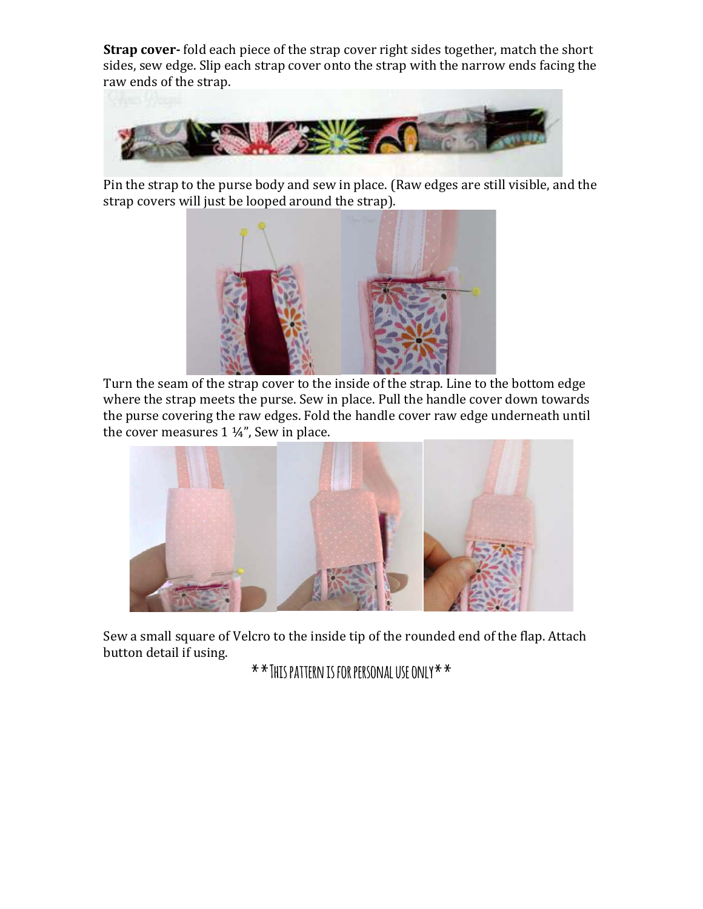**Strap cover-** fold each piece of the strap cover right sides together, match the short sides, sew edge. Slip each strap cover onto the strap with the narrow ends facing the raw ends of the strap.

Pin the strap to the purse body and sew in place. (Raw edges are still visible, and the strap covers will just be looped around the strap).

Turn the seam of the strap cover to the inside of the strap. Line to the bottom edge where the strap meets the purse. Sew in place. Pull the handle cover down towards the purse covering the raw edges. Fold the handle cover raw edge underneath until the cover measures 1 ¼", Sew in place.

Sew a small square of Velcro to the inside tip of the rounded end of the flap. Attach button detail if using.

**This pattern is for personal use only**